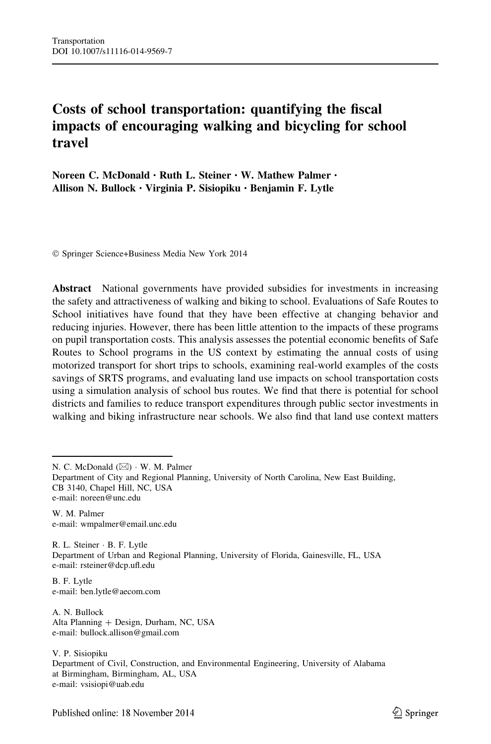Transportation
DOI 10.1007/s11116-014-9569-7

# Costs of school transportation: quantifying the fiscal impacts of encouraging walking and bicycling for school travel

**Noreen C. McDonald · Ruth L. Steiner · W. Mathew Palmer · Allison N. Bullock · Virginia P. Sisiopiku · Benjamin F. Lytle**

© Springer Science+Business Media New York 2014

**Abstract** National governments have provided subsidies for investments in increasing the safety and attractiveness of walking and biking to school. Evaluations of Safe Routes to School initiatives have found that they have been effective at changing behavior and reducing injuries. However, there has been little attention to the impacts of these programs on pupil transportation costs. This analysis assesses the potential economic benefits of Safe Routes to School programs in the US context by estimating the annual costs of using motorized transport for short trips to schools, examining real-world examples of the costs savings of SRTS programs, and evaluating land use impacts on school transportation costs using a simulation analysis of school bus routes. We find that there is potential for school districts and families to reduce transport expenditures through public sector investments in walking and biking infrastructure near schools. We also find that land use context matters

---

N. C. McDonald (✉) · W. M. Palmer
Department of City and Regional Planning, University of North Carolina, New East Building, CB 3140, Chapel Hill, NC, USA
e-mail: noreen@unc.edu

W. M. Palmer
e-mail: wmpalmer@email.unc.edu

R. L. Steiner · B. F. Lytle
Department of Urban and Regional Planning, University of Florida, Gainesville, FL, USA
e-mail: rsteiner@dcp.ufl.edu

B. F. Lytle
e-mail: ben.lytle@aecom.com

A. N. Bullock
Alta Planning + Design, Durham, NC, USA
e-mail: bullock.allison@gmail.com

V. P. Sisiopiku
Department of Civil, Construction, and Environmental Engineering, University of Alabama at Birmingham, Birmingham, AL, USA
e-mail: vsisiopi@uab.edu

Published online: 18 November 2014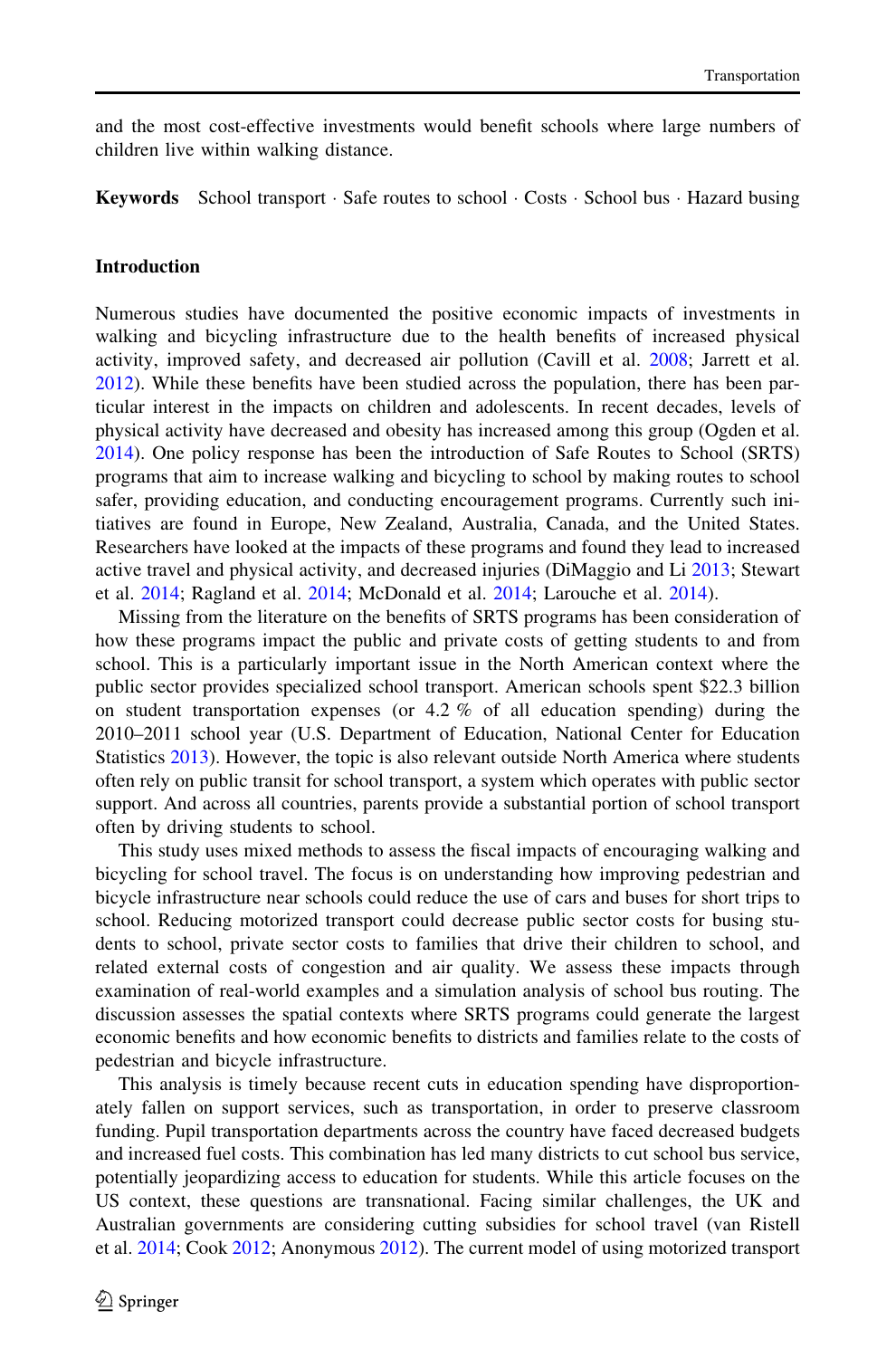and the most cost-effective investments would benefit schools where large numbers of children live within walking distance.

**Keywords** School transport · Safe routes to school · Costs · School bus · Hazard busing

## Introduction

Numerous studies have documented the positive economic impacts of investments in walking and bicycling infrastructure due to the health benefits of increased physical activity, improved safety, and decreased air pollution (Cavill et al. 2008; Jarrett et al. 2012). While these benefits have been studied across the population, there has been particular interest in the impacts on children and adolescents. In recent decades, levels of physical activity have decreased and obesity has increased among this group (Ogden et al. 2014). One policy response has been the introduction of Safe Routes to School (SRTS) programs that aim to increase walking and bicycling to school by making routes to school safer, providing education, and conducting encouragement programs. Currently such initiatives are found in Europe, New Zealand, Australia, Canada, and the United States. Researchers have looked at the impacts of these programs and found they lead to increased active travel and physical activity, and decreased injuries (DiMaggio and Li 2013; Stewart et al. 2014; Ragland et al. 2014; McDonald et al. 2014; Larouche et al. 2014).

Missing from the literature on the benefits of SRTS programs has been consideration of how these programs impact the public and private costs of getting students to and from school. This is a particularly important issue in the North American context where the public sector provides specialized school transport. American schools spent \$22.3 billion on student transportation expenses (or 4.2 % of all education spending) during the 2010–2011 school year (U.S. Department of Education, National Center for Education Statistics 2013). However, the topic is also relevant outside North America where students often rely on public transit for school transport, a system which operates with public sector support. And across all countries, parents provide a substantial portion of school transport often by driving students to school.

This study uses mixed methods to assess the fiscal impacts of encouraging walking and bicycling for school travel. The focus is on understanding how improving pedestrian and bicycle infrastructure near schools could reduce the use of cars and buses for short trips to school. Reducing motorized transport could decrease public sector costs for busing students to school, private sector costs to families that drive their children to school, and related external costs of congestion and air quality. We assess these impacts through examination of real-world examples and a simulation analysis of school bus routing. The discussion assesses the spatial contexts where SRTS programs could generate the largest economic benefits and how economic benefits to districts and families relate to the costs of pedestrian and bicycle infrastructure.

This analysis is timely because recent cuts in education spending have disproportionately fallen on support services, such as transportation, in order to preserve classroom funding. Pupil transportation departments across the country have faced decreased budgets and increased fuel costs. This combination has led many districts to cut school bus service, potentially jeopardizing access to education for students. While this article focuses on the US context, these questions are transnational. Facing similar challenges, the UK and Australian governments are considering cutting subsidies for school travel (van Ristell et al. 2014; Cook 2012; Anonymous 2012). The current model of using motorized transport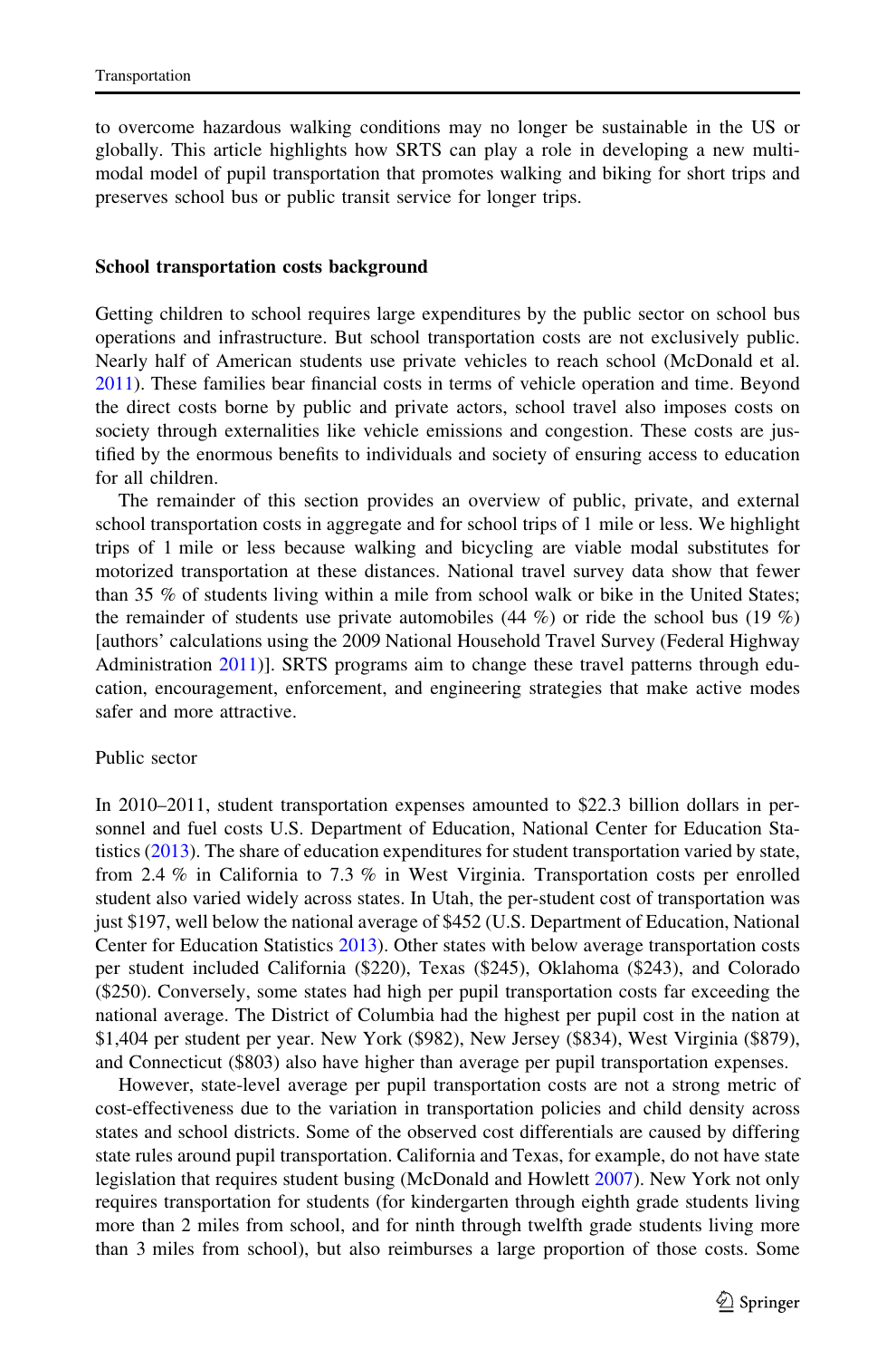to overcome hazardous walking conditions may no longer be sustainable in the US or globally. This article highlights how SRTS can play a role in developing a new multi-modal model of pupil transportation that promotes walking and biking for short trips and preserves school bus or public transit service for longer trips.

## School transportation costs background

Getting children to school requires large expenditures by the public sector on school bus operations and infrastructure. But school transportation costs are not exclusively public. Nearly half of American students use private vehicles to reach school (McDonald et al. 2011). These families bear financial costs in terms of vehicle operation and time. Beyond the direct costs borne by public and private actors, school travel also imposes costs on society through externalities like vehicle emissions and congestion. These costs are justified by the enormous benefits to individuals and society of ensuring access to education for all children.

The remainder of this section provides an overview of public, private, and external school transportation costs in aggregate and for school trips of 1 mile or less. We highlight trips of 1 mile or less because walking and bicycling are viable modal substitutes for motorized transportation at these distances. National travel survey data show that fewer than 35 % of students living within a mile from school walk or bike in the United States; the remainder of students use private automobiles (44 %) or ride the school bus (19 %) [authors' calculations using the 2009 National Household Travel Survey (Federal Highway Administration 2011)]. SRTS programs aim to change these travel patterns through education, encouragement, enforcement, and engineering strategies that make active modes safer and more attractive.

### Public sector

In 2010–2011, student transportation expenses amounted to $22.3 billion dollars in personnel and fuel costs U.S. Department of Education, National Center for Education Statistics (2013). The share of education expenditures for student transportation varied by state, from 2.4 % in California to 7.3 % in West Virginia. Transportation costs per enrolled student also varied widely across states. In Utah, the per-student cost of transportation was just $197, well below the national average of $452 (U.S. Department of Education, National Center for Education Statistics 2013). Other states with below average transportation costs per student included California ($220), Texas ($245), Oklahoma ($243), and Colorado ($250). Conversely, some states had high per pupil transportation costs far exceeding the national average. The District of Columbia had the highest per pupil cost in the nation at $1,404 per student per year. New York ($982), New Jersey ($834), West Virginia ($879), and Connecticut ($803) also have higher than average per pupil transportation expenses.

However, state-level average per pupil transportation costs are not a strong metric of cost-effectiveness due to the variation in transportation policies and child density across states and school districts. Some of the observed cost differentials are caused by differing state rules around pupil transportation. California and Texas, for example, do not have state legislation that requires student busing (McDonald and Howlett 2007). New York not only requires transportation for students (for kindergarten through eighth grade students living more than 2 miles from school, and for ninth through twelfth grade students living more than 3 miles from school), but also reimburses a large proportion of those costs. Some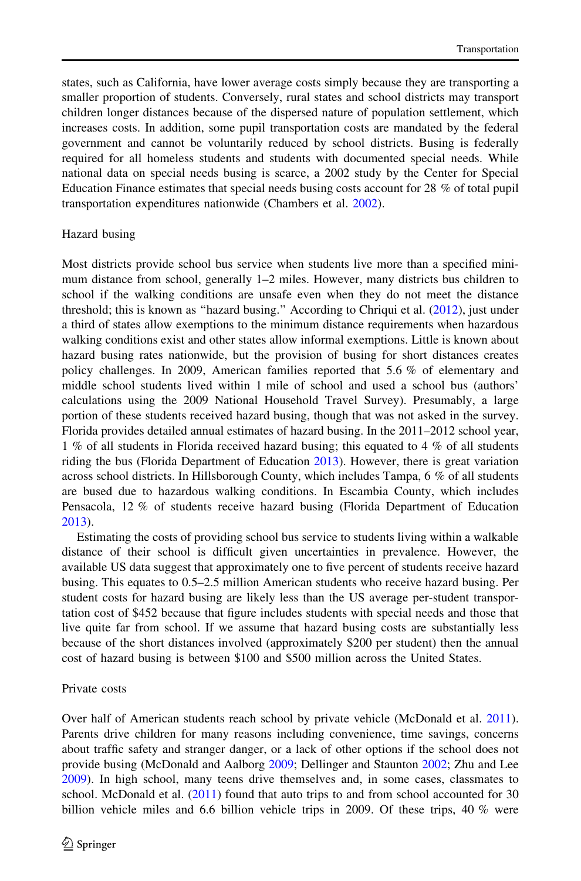states, such as California, have lower average costs simply because they are transporting a smaller proportion of students. Conversely, rural states and school districts may transport children longer distances because of the dispersed nature of population settlement, which increases costs. In addition, some pupil transportation costs are mandated by the federal government and cannot be voluntarily reduced by school districts. Busing is federally required for all homeless students and students with documented special needs. While national data on special needs busing is scarce, a 2002 study by the Center for Special Education Finance estimates that special needs busing costs account for 28 % of total pupil transportation expenditures nationwide (Chambers et al. 2002).

### Hazard busing

Most districts provide school bus service when students live more than a specified minimum distance from school, generally 1–2 miles. However, many districts bus children to school if the walking conditions are unsafe even when they do not meet the distance threshold; this is known as "hazard busing." According to Chriqui et al. (2012), just under a third of states allow exemptions to the minimum distance requirements when hazardous walking conditions exist and other states allow informal exemptions. Little is known about hazard busing rates nationwide, but the provision of busing for short distances creates policy challenges. In 2009, American families reported that 5.6 % of elementary and middle school students lived within 1 mile of school and used a school bus (authors' calculations using the 2009 National Household Travel Survey). Presumably, a large portion of these students received hazard busing, though that was not asked in the survey. Florida provides detailed annual estimates of hazard busing. In the 2011–2012 school year, 1 % of all students in Florida received hazard busing; this equated to 4 % of all students riding the bus (Florida Department of Education 2013). However, there is great variation across school districts. In Hillsborough County, which includes Tampa, 6 % of all students are bused due to hazardous walking conditions. In Escambia County, which includes Pensacola, 12 % of students receive hazard busing (Florida Department of Education 2013).

Estimating the costs of providing school bus service to students living within a walkable distance of their school is difficult given uncertainties in prevalence. However, the available US data suggest that approximately one to five percent of students receive hazard busing. This equates to 0.5–2.5 million American students who receive hazard busing. Per student costs for hazard busing are likely less than the US average per-student transportation cost of $452 because that figure includes students with special needs and those that live quite far from school. If we assume that hazard busing costs are substantially less because of the short distances involved (approximately $200 per student) then the annual cost of hazard busing is between $100 and $500 million across the United States.

### Private costs

Over half of American students reach school by private vehicle (McDonald et al. 2011). Parents drive children for many reasons including convenience, time savings, concerns about traffic safety and stranger danger, or a lack of other options if the school does not provide busing (McDonald and Aalborg 2009; Dellinger and Staunton 2002; Zhu and Lee 2009). In high school, many teens drive themselves and, in some cases, classmates to school. McDonald et al. (2011) found that auto trips to and from school accounted for 30 billion vehicle miles and 6.6 billion vehicle trips in 2009. Of these trips, 40 % were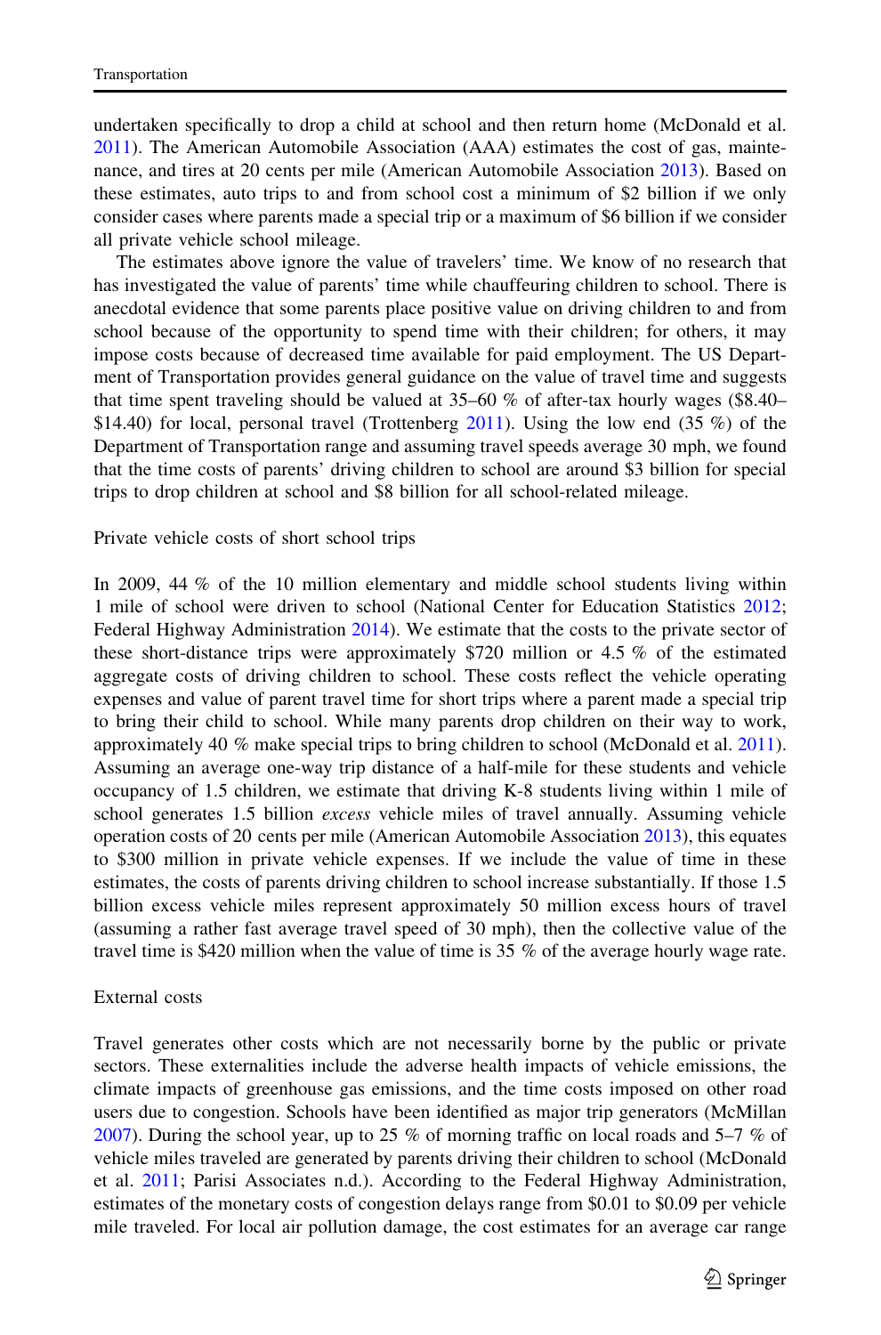undertaken specifically to drop a child at school and then return home (McDonald et al. 2011). The American Automobile Association (AAA) estimates the cost of gas, maintenance, and tires at 20 cents per mile (American Automobile Association 2013). Based on these estimates, auto trips to and from school cost a minimum of $2 billion if we only consider cases where parents made a special trip or a maximum of $6 billion if we consider all private vehicle school mileage.

The estimates above ignore the value of travelers' time. We know of no research that has investigated the value of parents' time while chauffeuring children to school. There is anecdotal evidence that some parents place positive value on driving children to and from school because of the opportunity to spend time with their children; for others, it may impose costs because of decreased time available for paid employment. The US Department of Transportation provides general guidance on the value of travel time and suggests that time spent traveling should be valued at 35–60 % of after-tax hourly wages ($8.40–$14.40) for local, personal travel (Trottenberg 2011). Using the low end (35 %) of the Department of Transportation range and assuming travel speeds average 30 mph, we found that the time costs of parents' driving children to school are around $3 billion for special trips to drop children at school and $8 billion for all school-related mileage.

### Private vehicle costs of short school trips

In 2009, 44 % of the 10 million elementary and middle school students living within 1 mile of school were driven to school (National Center for Education Statistics 2012; Federal Highway Administration 2014). We estimate that the costs to the private sector of these short-distance trips were approximately $720 million or 4.5 % of the estimated aggregate costs of driving children to school. These costs reflect the vehicle operating expenses and value of parent travel time for short trips where a parent made a special trip to bring their child to school. While many parents drop children on their way to work, approximately 40 % make special trips to bring children to school (McDonald et al. 2011). Assuming an average one-way trip distance of a half-mile for these students and vehicle occupancy of 1.5 children, we estimate that driving K-8 students living within 1 mile of school generates 1.5 billion *excess* vehicle miles of travel annually. Assuming vehicle operation costs of 20 cents per mile (American Automobile Association 2013), this equates to $300 million in private vehicle expenses. If we include the value of time in these estimates, the costs of parents driving children to school increase substantially. If those 1.5 billion excess vehicle miles represent approximately 50 million excess hours of travel (assuming a rather fast average travel speed of 30 mph), then the collective value of the travel time is $420 million when the value of time is 35 % of the average hourly wage rate.

### External costs

Travel generates other costs which are not necessarily borne by the public or private sectors. These externalities include the adverse health impacts of vehicle emissions, the climate impacts of greenhouse gas emissions, and the time costs imposed on other road users due to congestion. Schools have been identified as major trip generators (McMillan 2007). During the school year, up to 25 % of morning traffic on local roads and 5–7 % of vehicle miles traveled are generated by parents driving their children to school (McDonald et al. 2011; Parisi Associates n.d.). According to the Federal Highway Administration, estimates of the monetary costs of congestion delays range from $0.01 to $0.09 per vehicle mile traveled. For local air pollution damage, the cost estimates for an average car range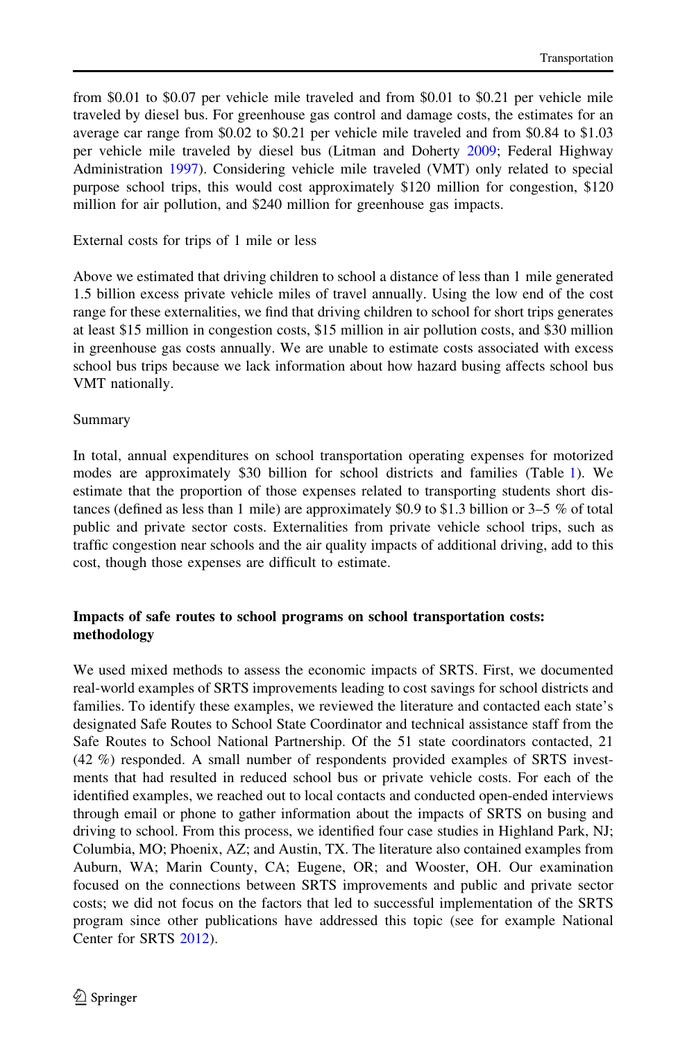from $0.01 to $0.07 per vehicle mile traveled and from $0.01 to $0.21 per vehicle mile traveled by diesel bus. For greenhouse gas control and damage costs, the estimates for an average car range from $0.02 to $0.21 per vehicle mile traveled and from $0.84 to $1.03 per vehicle mile traveled by diesel bus (Litman and Doherty 2009; Federal Highway Administration 1997). Considering vehicle mile traveled (VMT) only related to special purpose school trips, this would cost approximately $120 million for congestion, $120 million for air pollution, and $240 million for greenhouse gas impacts.

External costs for trips of 1 mile or less

Above we estimated that driving children to school a distance of less than 1 mile generated 1.5 billion excess private vehicle miles of travel annually. Using the low end of the cost range for these externalities, we find that driving children to school for short trips generates at least $15 million in congestion costs, $15 million in air pollution costs, and $30 million in greenhouse gas costs annually. We are unable to estimate costs associated with excess school bus trips because we lack information about how hazard busing affects school bus VMT nationally.

Summary

In total, annual expenditures on school transportation operating expenses for motorized modes are approximately $30 billion for school districts and families (Table 1). We estimate that the proportion of those expenses related to transporting students short distances (defined as less than 1 mile) are approximately $0.9 to $1.3 billion or 3–5 % of total public and private sector costs. Externalities from private vehicle school trips, such as traffic congestion near schools and the air quality impacts of additional driving, add to this cost, though those expenses are difficult to estimate.

## Impacts of safe routes to school programs on school transportation costs: methodology

We used mixed methods to assess the economic impacts of SRTS. First, we documented real-world examples of SRTS improvements leading to cost savings for school districts and families. To identify these examples, we reviewed the literature and contacted each state's designated Safe Routes to School State Coordinator and technical assistance staff from the Safe Routes to School National Partnership. Of the 51 state coordinators contacted, 21 (42 %) responded. A small number of respondents provided examples of SRTS investments that had resulted in reduced school bus or private vehicle costs. For each of the identified examples, we reached out to local contacts and conducted open-ended interviews through email or phone to gather information about the impacts of SRTS on busing and driving to school. From this process, we identified four case studies in Highland Park, NJ; Columbia, MO; Phoenix, AZ; and Austin, TX. The literature also contained examples from Auburn, WA; Marin County, CA; Eugene, OR; and Wooster, OH. Our examination focused on the connections between SRTS improvements and public and private sector costs; we did not focus on the factors that led to successful implementation of the SRTS program since other publications have addressed this topic (see for example National Center for SRTS 2012).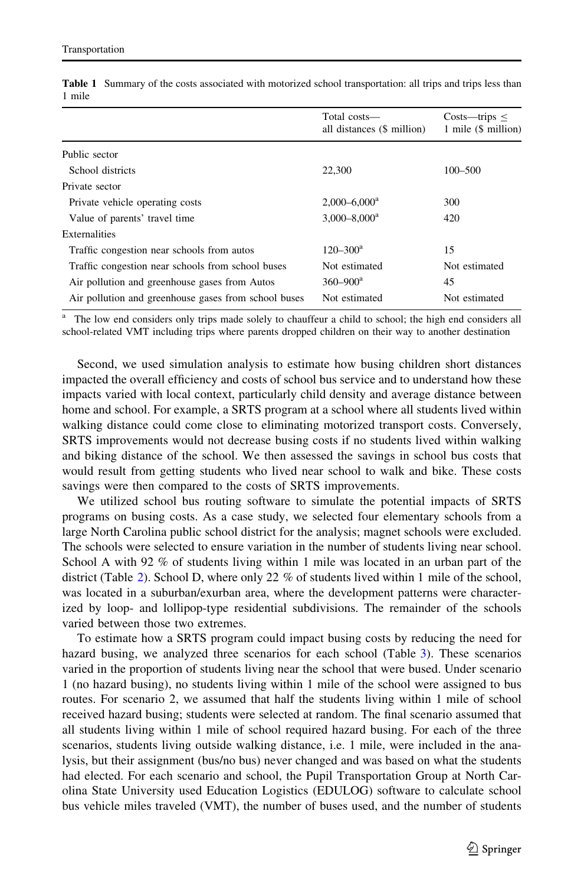**Table 1** Summary of the costs associated with motorized school transportation: all trips and trips less than 1 mile

| | Total costs—all distances ($ million) | Costs—trips ≤ 1 mile ($ million) |
|---|---|---|
| Public sector | | |
| School districts | 22,300 | 100–500 |
| Private sector | | |
| Private vehicle operating costs | 2,000–6,000[a] | 300 |
| Value of parents' travel time | 3,000–8,000[a] | 420 |
| Externalities | | |
| Traffic congestion near schools from autos | 120–300[a] | 15 |
| Traffic congestion near schools from school buses | Not estimated | Not estimated |
| Air pollution and greenhouse gases from Autos | 360–900[a] | 45 |
| Air pollution and greenhouse gases from school buses | Not estimated | Not estimated |

[a] The low end considers only trips made solely to chauffeur a child to school; the high end considers all school-related VMT including trips where parents dropped children on their way to another destination

Second, we used simulation analysis to estimate how busing children short distances impacted the overall efficiency and costs of school bus service and to understand how these impacts varied with local context, particularly child density and average distance between home and school. For example, a SRTS program at a school where all students lived within walking distance could come close to eliminating motorized transport costs. Conversely, SRTS improvements would not decrease busing costs if no students lived within walking and biking distance of the school. We then assessed the savings in school bus costs that would result from getting students who lived near school to walk and bike. These costs savings were then compared to the costs of SRTS improvements.

We utilized school bus routing software to simulate the potential impacts of SRTS programs on busing costs. As a case study, we selected four elementary schools from a large North Carolina public school district for the analysis; magnet schools were excluded. The schools were selected to ensure variation in the number of students living near school. School A with 92 % of students living within 1 mile was located in an urban part of the district (Table 2). School D, where only 22 % of students lived within 1 mile of the school, was located in a suburban/exurban area, where the development patterns were characterized by loop- and lollipop-type residential subdivisions. The remainder of the schools varied between those two extremes.

To estimate how a SRTS program could impact busing costs by reducing the need for hazard busing, we analyzed three scenarios for each school (Table 3). These scenarios varied in the proportion of students living near the school that were bused. Under scenario 1 (no hazard busing), no students living within 1 mile of the school were assigned to bus routes. For scenario 2, we assumed that half the students living within 1 mile of school received hazard busing; students were selected at random. The final scenario assumed that all students living within 1 mile of school required hazard busing. For each of the three scenarios, students living outside walking distance, i.e. 1 mile, were included in the analysis, but their assignment (bus/no bus) never changed and was based on what the students had elected. For each scenario and school, the Pupil Transportation Group at North Carolina State University used Education Logistics (EDULOG) software to calculate school bus vehicle miles traveled (VMT), the number of buses used, and the number of students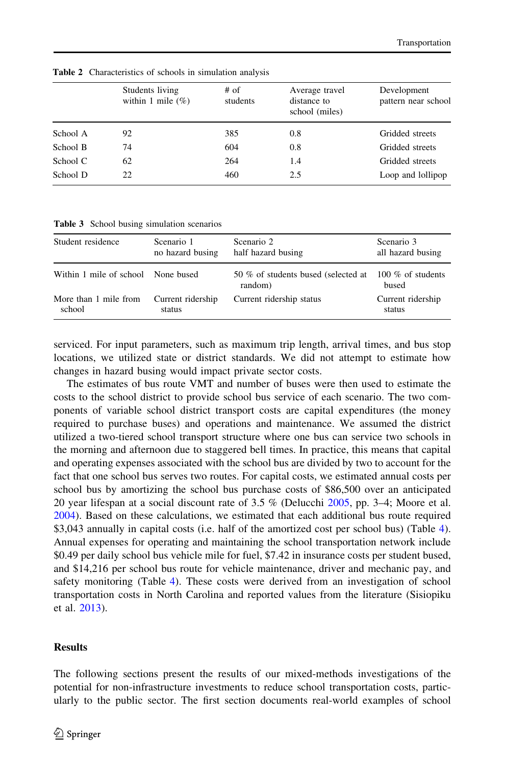**Table 2** Characteristics of schools in simulation analysis

| | Students living within 1 mile (%) | # of students | Average travel distance to school (miles) | Development pattern near school |
|---|---|---|---|---|
| School A | 92 | 385 | 0.8 | Gridded streets |
| School B | 74 | 604 | 0.8 | Gridded streets |
| School C | 62 | 264 | 1.4 | Gridded streets |
| School D | 22 | 460 | 2.5 | Loop and lollipop |

**Table 3** School busing simulation scenarios

| Student residence | Scenario 1 no hazard busing | Scenario 2 half hazard busing | Scenario 3 all hazard busing |
|---|---|---|---|
| Within 1 mile of school | None bused | 50 % of students bused (selected at random) | 100 % of students bused |
| More than 1 mile from school | Current ridership status | Current ridership status | Current ridership status |

serviced. For input parameters, such as maximum trip length, arrival times, and bus stop locations, we utilized state or district standards. We did not attempt to estimate how changes in hazard busing would impact private sector costs.

The estimates of bus route VMT and number of buses were then used to estimate the costs to the school district to provide school bus service of each scenario. The two components of variable school district transport costs are capital expenditures (the money required to purchase buses) and operations and maintenance. We assumed the district utilized a two-tiered school transport structure where one bus can service two schools in the morning and afternoon due to staggered bell times. In practice, this means that capital and operating expenses associated with the school bus are divided by two to account for the fact that one school bus serves two routes. For capital costs, we estimated annual costs per school bus by amortizing the school bus purchase costs of $86,500 over an anticipated 20 year lifespan at a social discount rate of 3.5 % (Delucchi 2005, pp. 3–4; Moore et al. 2004). Based on these calculations, we estimated that each additional bus route required $3,043 annually in capital costs (i.e. half of the amortized cost per school bus) (Table 4). Annual expenses for operating and maintaining the school transportation network include $0.49 per daily school bus vehicle mile for fuel, $7.42 in insurance costs per student bused, and $14,216 per school bus route for vehicle maintenance, driver and mechanic pay, and safety monitoring (Table 4). These costs were derived from an investigation of school transportation costs in North Carolina and reported values from the literature (Sisiopiku et al. 2013).

## Results

The following sections present the results of our mixed-methods investigations of the potential for non-infrastructure investments to reduce school transportation costs, particularly to the public sector. The first section documents real-world examples of school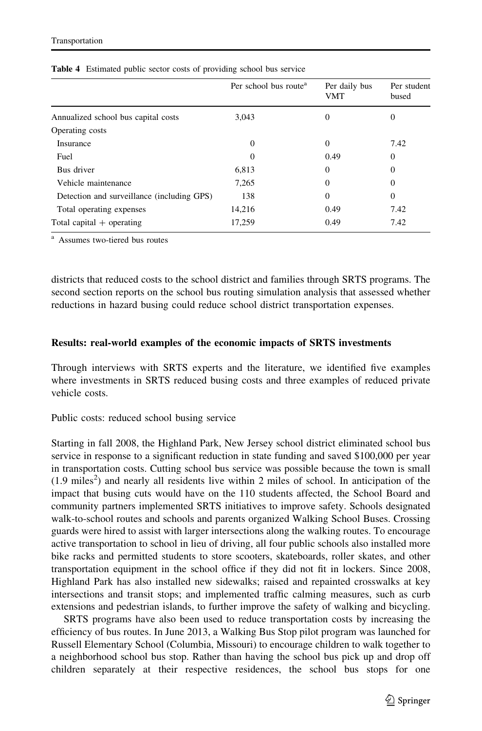**Table 4** Estimated public sector costs of providing school bus service

| | Per school bus route[a] | Per daily bus VMT | Per student bused |
|---|---|---|---|
| Annualized school bus capital costs | 3,043 | 0 | 0 |
| Operating costs | | | |
| Insurance | 0 | 0 | 7.42 |
| Fuel | 0 | 0.49 | 0 |
| Bus driver | 6,813 | 0 | 0 |
| Vehicle maintenance | 7,265 | 0 | 0 |
| Detection and surveillance (including GPS) | 138 | 0 | 0 |
| Total operating expenses | 14,216 | 0.49 | 7.42 |
| Total capital + operating | 17,259 | 0.49 | 7.42 |

[a] Assumes two-tiered bus routes

districts that reduced costs to the school district and families through SRTS programs. The second section reports on the school bus routing simulation analysis that assessed whether reductions in hazard busing could reduce school district transportation expenses.

## Results: real-world examples of the economic impacts of SRTS investments

Through interviews with SRTS experts and the literature, we identified five examples where investments in SRTS reduced busing costs and three examples of reduced private vehicle costs.

### Public costs: reduced school busing service

Starting in fall 2008, the Highland Park, New Jersey school district eliminated school bus service in response to a significant reduction in state funding and saved $100,000 per year in transportation costs. Cutting school bus service was possible because the town is small (1.9 miles$^2$) and nearly all residents live within 2 miles of school. In anticipation of the impact that busing cuts would have on the 110 students affected, the School Board and community partners implemented SRTS initiatives to improve safety. Schools designated walk-to-school routes and schools and parents organized Walking School Buses. Crossing guards were hired to assist with larger intersections along the walking routes. To encourage active transportation to school in lieu of driving, all four public schools also installed more bike racks and permitted students to store scooters, skateboards, roller skates, and other transportation equipment in the school office if they did not fit in lockers. Since 2008, Highland Park has also installed new sidewalks; raised and repainted crosswalks at key intersections and transit stops; and implemented traffic calming measures, such as curb extensions and pedestrian islands, to further improve the safety of walking and bicycling.

SRTS programs have also been used to reduce transportation costs by increasing the efficiency of bus routes. In June 2013, a Walking Bus Stop pilot program was launched for Russell Elementary School (Columbia, Missouri) to encourage children to walk together to a neighborhood school bus stop. Rather than having the school bus pick up and drop off children separately at their respective residences, the school bus stops for one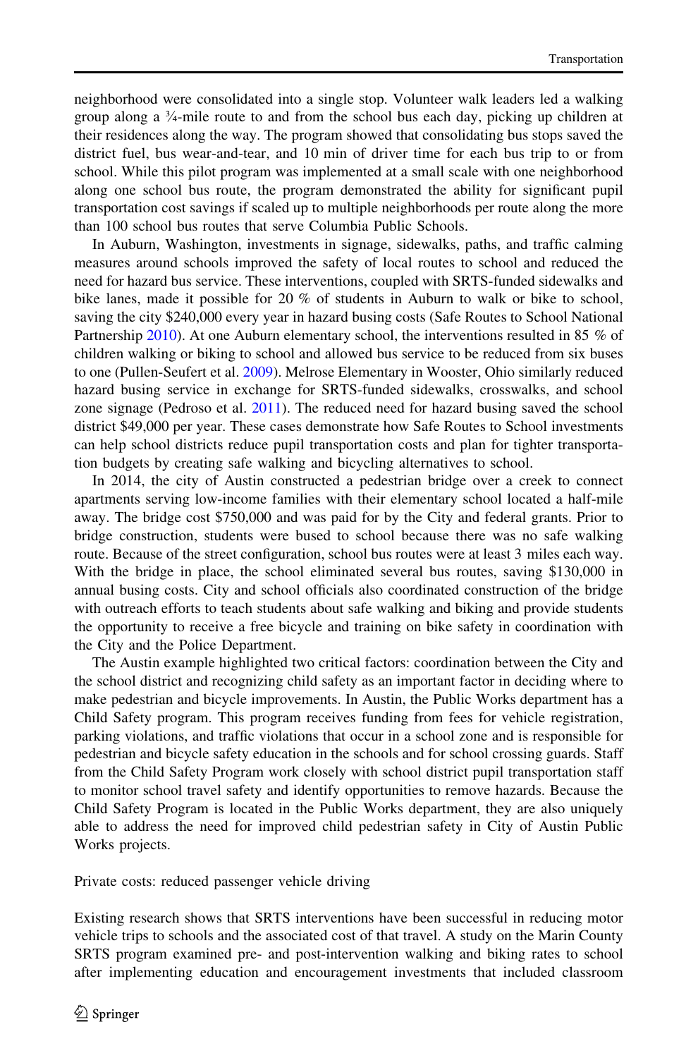neighborhood were consolidated into a single stop. Volunteer walk leaders led a walking group along a ¾-mile route to and from the school bus each day, picking up children at their residences along the way. The program showed that consolidating bus stops saved the district fuel, bus wear-and-tear, and 10 min of driver time for each bus trip to or from school. While this pilot program was implemented at a small scale with one neighborhood along one school bus route, the program demonstrated the ability for significant pupil transportation cost savings if scaled up to multiple neighborhoods per route along the more than 100 school bus routes that serve Columbia Public Schools.

In Auburn, Washington, investments in signage, sidewalks, paths, and traffic calming measures around schools improved the safety of local routes to school and reduced the need for hazard bus service. These interventions, coupled with SRTS-funded sidewalks and bike lanes, made it possible for 20 % of students in Auburn to walk or bike to school, saving the city $240,000 every year in hazard busing costs (Safe Routes to School National Partnership 2010). At one Auburn elementary school, the interventions resulted in 85 % of children walking or biking to school and allowed bus service to be reduced from six buses to one (Pullen-Seufert et al. 2009). Melrose Elementary in Wooster, Ohio similarly reduced hazard busing service in exchange for SRTS-funded sidewalks, crosswalks, and school zone signage (Pedroso et al. 2011). The reduced need for hazard busing saved the school district $49,000 per year. These cases demonstrate how Safe Routes to School investments can help school districts reduce pupil transportation costs and plan for tighter transportation budgets by creating safe walking and bicycling alternatives to school.

In 2014, the city of Austin constructed a pedestrian bridge over a creek to connect apartments serving low-income families with their elementary school located a half-mile away. The bridge cost $750,000 and was paid for by the City and federal grants. Prior to bridge construction, students were bused to school because there was no safe walking route. Because of the street configuration, school bus routes were at least 3 miles each way. With the bridge in place, the school eliminated several bus routes, saving $130,000 in annual busing costs. City and school officials also coordinated construction of the bridge with outreach efforts to teach students about safe walking and biking and provide students the opportunity to receive a free bicycle and training on bike safety in coordination with the City and the Police Department.

The Austin example highlighted two critical factors: coordination between the City and the school district and recognizing child safety as an important factor in deciding where to make pedestrian and bicycle improvements. In Austin, the Public Works department has a Child Safety program. This program receives funding from fees for vehicle registration, parking violations, and traffic violations that occur in a school zone and is responsible for pedestrian and bicycle safety education in the schools and for school crossing guards. Staff from the Child Safety Program work closely with school district pupil transportation staff to monitor school travel safety and identify opportunities to remove hazards. Because the Child Safety Program is located in the Public Works department, they are also uniquely able to address the need for improved child pedestrian safety in City of Austin Public Works projects.

#### Private costs: reduced passenger vehicle driving

Existing research shows that SRTS interventions have been successful in reducing motor vehicle trips to schools and the associated cost of that travel. A study on the Marin County SRTS program examined pre- and post-intervention walking and biking rates to school after implementing education and encouragement investments that included classroom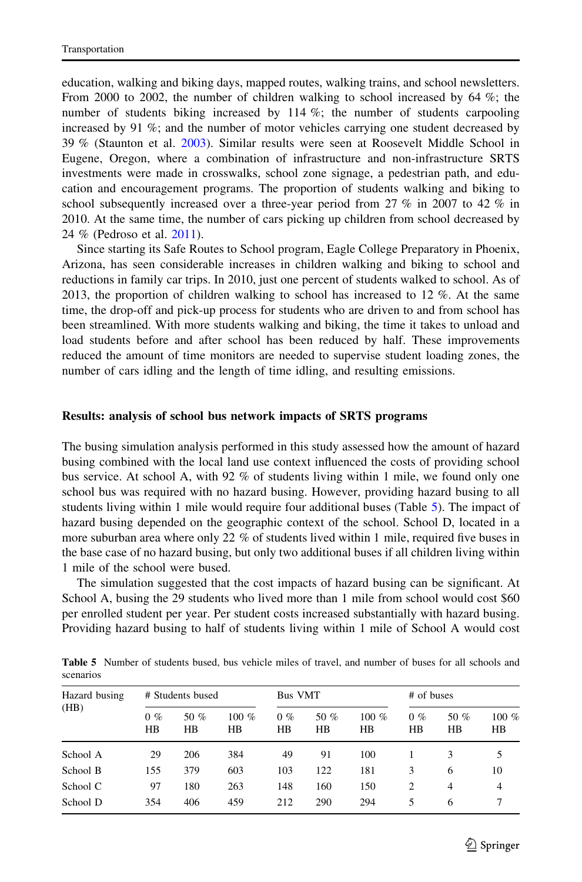education, walking and biking days, mapped routes, walking trains, and school newsletters. From 2000 to 2002, the number of children walking to school increased by 64 %; the number of students biking increased by 114 %; the number of students carpooling increased by 91 %; and the number of motor vehicles carrying one student decreased by 39 % (Staunton et al. 2003). Similar results were seen at Roosevelt Middle School in Eugene, Oregon, where a combination of infrastructure and non-infrastructure SRTS investments were made in crosswalks, school zone signage, a pedestrian path, and education and encouragement programs. The proportion of students walking and biking to school subsequently increased over a three-year period from 27 % in 2007 to 42 % in 2010. At the same time, the number of cars picking up children from school decreased by 24 % (Pedroso et al. 2011).

Since starting its Safe Routes to School program, Eagle College Preparatory in Phoenix, Arizona, has seen considerable increases in children walking and biking to school and reductions in family car trips. In 2010, just one percent of students walked to school. As of 2013, the proportion of children walking to school has increased to 12 %. At the same time, the drop-off and pick-up process for students who are driven to and from school has been streamlined. With more students walking and biking, the time it takes to unload and load students before and after school has been reduced by half. These improvements reduced the amount of time monitors are needed to supervise student loading zones, the number of cars idling and the length of time idling, and resulting emissions.

## Results: analysis of school bus network impacts of SRTS programs

The busing simulation analysis performed in this study assessed how the amount of hazard busing combined with the local land use context influenced the costs of providing school bus service. At school A, with 92 % of students living within 1 mile, we found only one school bus was required with no hazard busing. However, providing hazard busing to all students living within 1 mile would require four additional buses (Table 5). The impact of hazard busing depended on the geographic context of the school. School D, located in a more suburban area where only 22 % of students lived within 1 mile, required five buses in the base case of no hazard busing, but only two additional buses if all children living within 1 mile of the school were bused.

The simulation suggested that the cost impacts of hazard busing can be significant. At School A, busing the 29 students who lived more than 1 mile from school would cost $60 per enrolled student per year. Per student costs increased substantially with hazard busing. Providing hazard busing to half of students living within 1 mile of School A would cost

**Table 5** Number of students bused, bus vehicle miles of travel, and number of buses for all schools and scenarios

| Hazard busing (HB) | # Students bused | | | Bus VMT | | | # of buses | | |
|---|---|---|---|---|---|---|---|---|---|
| | 0 % HB | 50 % HB | 100 % HB | 0 % HB | 50 % HB | 100 % HB | 0 % HB | 50 % HB | 100 % HB |
| School A | 29 | 206 | 384 | 49 | 91 | 100 | 1 | 3 | 5 |
| School B | 155 | 379 | 603 | 103 | 122 | 181 | 3 | 6 | 10 |
| School C | 97 | 180 | 263 | 148 | 160 | 150 | 2 | 4 | 4 |
| School D | 354 | 406 | 459 | 212 | 290 | 294 | 5 | 6 | 7 |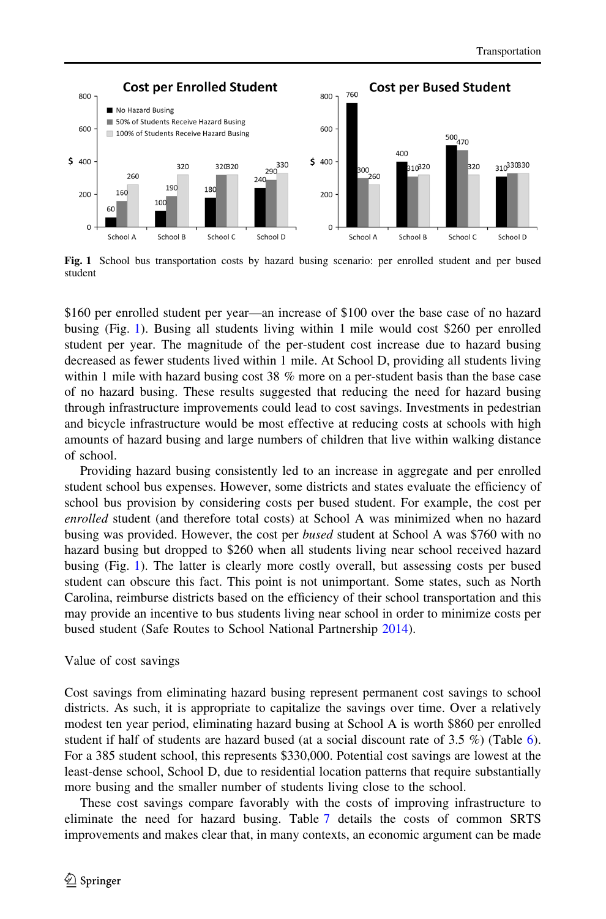**Fig. 1** School bus transportation costs by hazard busing scenario: per enrolled student and per bused student

$160 per enrolled student per year—an increase of $100 over the base case of no hazard busing (Fig. 1). Busing all students living within 1 mile would cost $260 per enrolled student per year. The magnitude of the per-student cost increase due to hazard busing decreased as fewer students lived within 1 mile. At School D, providing all students living within 1 mile with hazard busing cost 38 % more on a per-student basis than the base case of no hazard busing. These results suggested that reducing the need for hazard busing through infrastructure improvements could lead to cost savings. Investments in pedestrian and bicycle infrastructure would be most effective at reducing costs at schools with high amounts of hazard busing and large numbers of children that live within walking distance of school.

Providing hazard busing consistently led to an increase in aggregate and per enrolled student school bus expenses. However, some districts and states evaluate the efficiency of school bus provision by considering costs per bused student. For example, the cost per *enrolled* student (and therefore total costs) at School A was minimized when no hazard busing was provided. However, the cost per *bused* student at School A was $760 with no hazard busing but dropped to $260 when all students living near school received hazard busing (Fig. 1). The latter is clearly more costly overall, but assessing costs per bused student can obscure this fact. This point is not unimportant. Some states, such as North Carolina, reimburse districts based on the efficiency of their school transportation and this may provide an incentive to bus students living near school in order to minimize costs per bused student (Safe Routes to School National Partnership 2014).

Value of cost savings

Cost savings from eliminating hazard busing represent permanent cost savings to school districts. As such, it is appropriate to capitalize the savings over time. Over a relatively modest ten year period, eliminating hazard busing at School A is worth $860 per enrolled student if half of students are hazard bused (at a social discount rate of 3.5 %) (Table 6). For a 385 student school, this represents $330,000. Potential cost savings are lowest at the least-dense school, School D, due to residential location patterns that require substantially more busing and the smaller number of students living close to the school.

These cost savings compare favorably with the costs of improving infrastructure to eliminate the need for hazard busing. Table 7 details the costs of common SRTS improvements and makes clear that, in many contexts, an economic argument can be made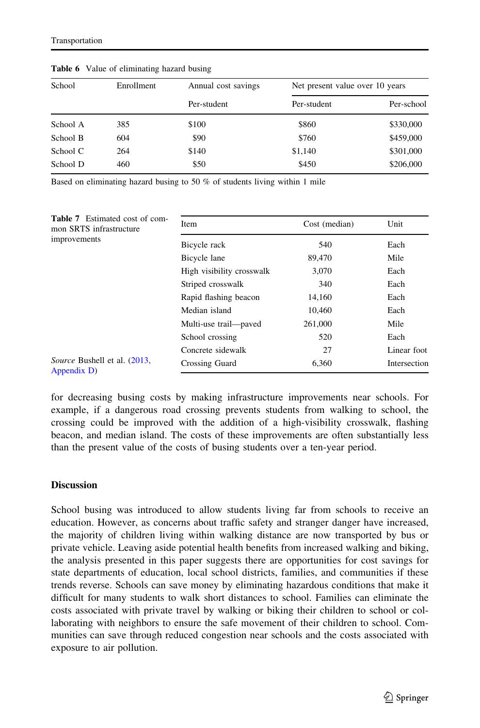**Table 6** Value of eliminating hazard busing

| School | Enrollment | Annual cost savings | Net present value over 10 years | |
|---|---|---|---|---|
| | | Per-student | Per-student | Per-school |
| School A | 385 | $100 | $860 | $330,000 |
| School B | 604 | $90 | $760 | $459,000 |
| School C | 264 | $140 | $1,140 | $301,000 |
| School D | 460 | $50 | $450 | $206,000 |

Based on eliminating hazard busing to 50 % of students living within 1 mile

**Table 7** Estimated cost of common SRTS infrastructure improvements

| Item | Cost (median) | Unit |
|---|---|---|
| Bicycle rack | 540 | Each |
| Bicycle lane | 89,470 | Mile |
| High visibility crosswalk | 3,070 | Each |
| Striped crosswalk | 340 | Each |
| Rapid flashing beacon | 14,160 | Each |
| Median island | 10,460 | Each |
| Multi-use trail—paved | 261,000 | Mile |
| School crossing | 520 | Each |
| Concrete sidewalk | 27 | Linear foot |
| Crossing Guard | 6,360 | Intersection |

*Source* Bushell et al. (2013, Appendix D)

for decreasing busing costs by making infrastructure improvements near schools. For example, if a dangerous road crossing prevents students from walking to school, the crossing could be improved with the addition of a high-visibility crosswalk, flashing beacon, and median island. The costs of these improvements are often substantially less than the present value of the costs of busing students over a ten-year period.

## Discussion

School busing was introduced to allow students living far from schools to receive an education. However, as concerns about traffic safety and stranger danger have increased, the majority of children living within walking distance are now transported by bus or private vehicle. Leaving aside potential health benefits from increased walking and biking, the analysis presented in this paper suggests there are opportunities for cost savings for state departments of education, local school districts, families, and communities if these trends reverse. Schools can save money by eliminating hazardous conditions that make it difficult for many students to walk short distances to school. Families can eliminate the costs associated with private travel by walking or biking their children to school or collaborating with neighbors to ensure the safe movement of their children to school. Communities can save through reduced congestion near schools and the costs associated with exposure to air pollution.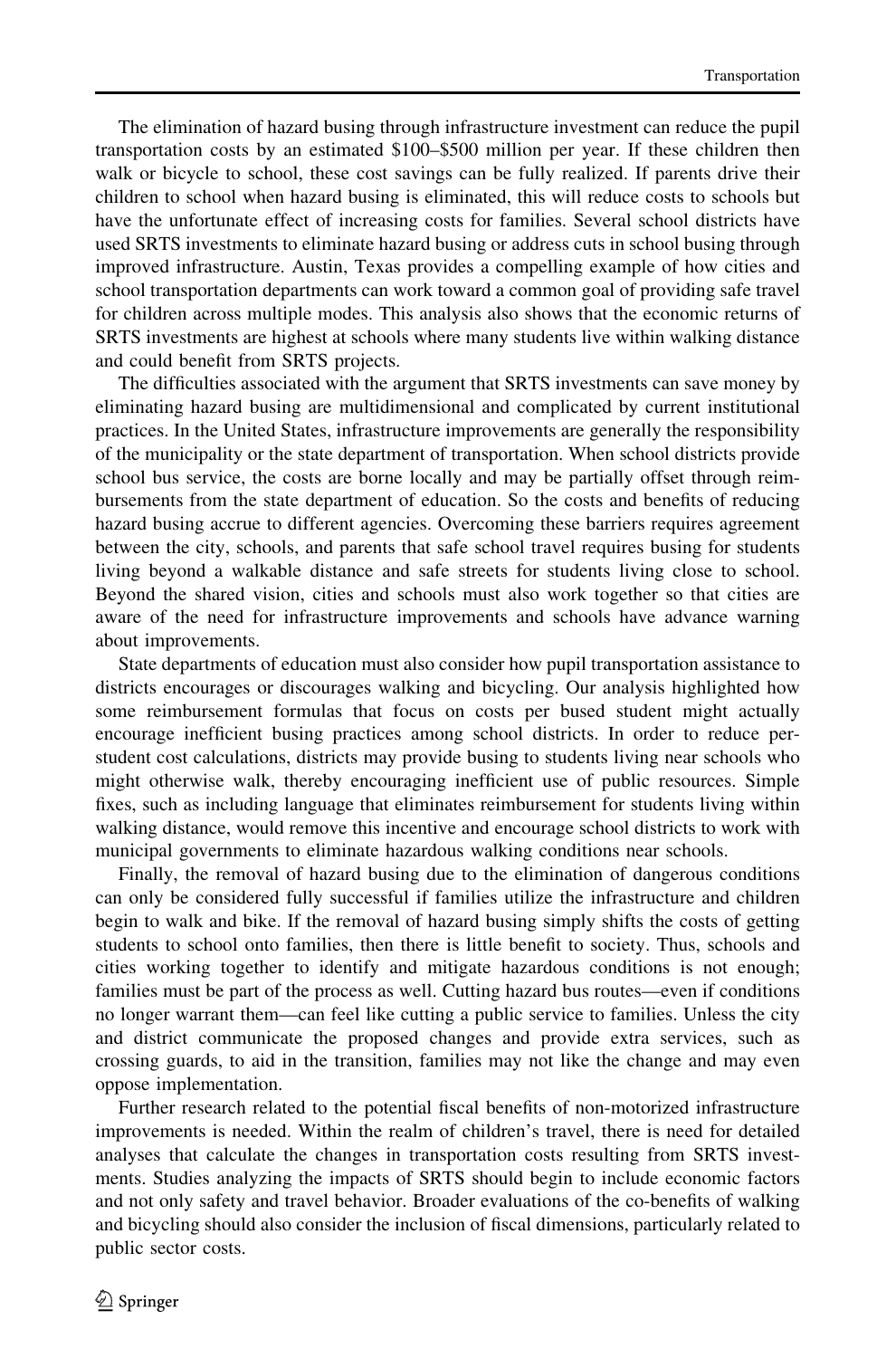The elimination of hazard busing through infrastructure investment can reduce the pupil transportation costs by an estimated \$100–\$500 million per year. If these children then walk or bicycle to school, these cost savings can be fully realized. If parents drive their children to school when hazard busing is eliminated, this will reduce costs to schools but have the unfortunate effect of increasing costs for families. Several school districts have used SRTS investments to eliminate hazard busing or address cuts in school busing through improved infrastructure. Austin, Texas provides a compelling example of how cities and school transportation departments can work toward a common goal of providing safe travel for children across multiple modes. This analysis also shows that the economic returns of SRTS investments are highest at schools where many students live within walking distance and could benefit from SRTS projects.

The difficulties associated with the argument that SRTS investments can save money by eliminating hazard busing are multidimensional and complicated by current institutional practices. In the United States, infrastructure improvements are generally the responsibility of the municipality or the state department of transportation. When school districts provide school bus service, the costs are borne locally and may be partially offset through reimbursements from the state department of education. So the costs and benefits of reducing hazard busing accrue to different agencies. Overcoming these barriers requires agreement between the city, schools, and parents that safe school travel requires busing for students living beyond a walkable distance and safe streets for students living close to school. Beyond the shared vision, cities and schools must also work together so that cities are aware of the need for infrastructure improvements and schools have advance warning about improvements.

State departments of education must also consider how pupil transportation assistance to districts encourages or discourages walking and bicycling. Our analysis highlighted how some reimbursement formulas that focus on costs per bused student might actually encourage inefficient busing practices among school districts. In order to reduce per-student cost calculations, districts may provide busing to students living near schools who might otherwise walk, thereby encouraging inefficient use of public resources. Simple fixes, such as including language that eliminates reimbursement for students living within walking distance, would remove this incentive and encourage school districts to work with municipal governments to eliminate hazardous walking conditions near schools.

Finally, the removal of hazard busing due to the elimination of dangerous conditions can only be considered fully successful if families utilize the infrastructure and children begin to walk and bike. If the removal of hazard busing simply shifts the costs of getting students to school onto families, then there is little benefit to society. Thus, schools and cities working together to identify and mitigate hazardous conditions is not enough; families must be part of the process as well. Cutting hazard bus routes—even if conditions no longer warrant them—can feel like cutting a public service to families. Unless the city and district communicate the proposed changes and provide extra services, such as crossing guards, to aid in the transition, families may not like the change and may even oppose implementation.

Further research related to the potential fiscal benefits of non-motorized infrastructure improvements is needed. Within the realm of children's travel, there is need for detailed analyses that calculate the changes in transportation costs resulting from SRTS investments. Studies analyzing the impacts of SRTS should begin to include economic factors and not only safety and travel behavior. Broader evaluations of the co-benefits of walking and bicycling should also consider the inclusion of fiscal dimensions, particularly related to public sector costs.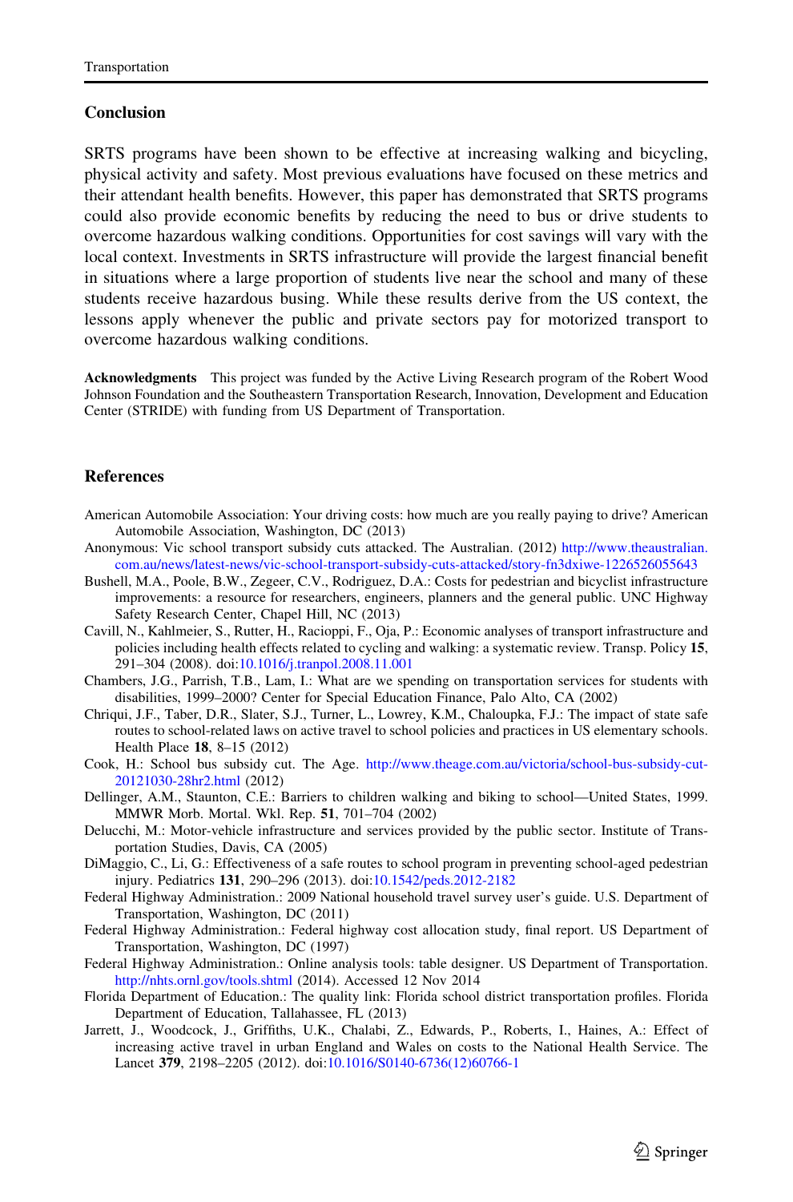## Conclusion

SRTS programs have been shown to be effective at increasing walking and bicycling, physical activity and safety. Most previous evaluations have focused on these metrics and their attendant health benefits. However, this paper has demonstrated that SRTS programs could also provide economic benefits by reducing the need to bus or drive students to overcome hazardous walking conditions. Opportunities for cost savings will vary with the local context. Investments in SRTS infrastructure will provide the largest financial benefit in situations where a large proportion of students live near the school and many of these students receive hazardous busing. While these results derive from the US context, the lessons apply whenever the public and private sectors pay for motorized transport to overcome hazardous walking conditions.

**Acknowledgments** This project was funded by the Active Living Research program of the Robert Wood Johnson Foundation and the Southeastern Transportation Research, Innovation, Development and Education Center (STRIDE) with funding from US Department of Transportation.

## References

American Automobile Association: Your driving costs: how much are you really paying to drive? American Automobile Association, Washington, DC (2013)

Anonymous: Vic school transport subsidy cuts attacked. The Australian. (2012) http://www.theaustralian.com.au/news/latest-news/vic-school-transport-subsidy-cuts-attacked/story-fn3dxiwe-1226526055643

Bushell, M.A., Poole, B.W., Zegeer, C.V., Rodriguez, D.A.: Costs for pedestrian and bicyclist infrastructure improvements: a resource for researchers, engineers, planners and the general public. UNC Highway Safety Research Center, Chapel Hill, NC (2013)

Cavill, N., Kahlmeier, S., Rutter, H., Racioppi, F., Oja, P.: Economic analyses of transport infrastructure and policies including health effects related to cycling and walking: a systematic review. Transp. Policy **15**, 291–304 (2008). doi:10.1016/j.tranpol.2008.11.001

Chambers, J.G., Parrish, T.B., Lam, I.: What are we spending on transportation services for students with disabilities, 1999–2000? Center for Special Education Finance, Palo Alto, CA (2002)

Chriqui, J.F., Taber, D.R., Slater, S.J., Turner, L., Lowrey, K.M., Chaloupka, F.J.: The impact of state safe routes to school-related laws on active travel to school policies and practices in US elementary schools. Health Place **18**, 8–15 (2012)

Cook, H.: School bus subsidy cut. The Age. http://www.theage.com.au/victoria/school-bus-subsidy-cut-20121030-28hr2.html (2012)

Dellinger, A.M., Staunton, C.E.: Barriers to children walking and biking to school—United States, 1999. MMWR Morb. Mortal. Wkl. Rep. **51**, 701–704 (2002)

Delucchi, M.: Motor-vehicle infrastructure and services provided by the public sector. Institute of Transportation Studies, Davis, CA (2005)

DiMaggio, C., Li, G.: Effectiveness of a safe routes to school program in preventing school-aged pedestrian injury. Pediatrics **131**, 290–296 (2013). doi:10.1542/peds.2012-2182

Federal Highway Administration.: 2009 National household travel survey user's guide. U.S. Department of Transportation, Washington, DC (2011)

Federal Highway Administration.: Federal highway cost allocation study, final report. US Department of Transportation, Washington, DC (1997)

Federal Highway Administration.: Online analysis tools: table designer. US Department of Transportation. http://nhts.ornl.gov/tools.shtml (2014). Accessed 12 Nov 2014

Florida Department of Education.: The quality link: Florida school district transportation profiles. Florida Department of Education, Tallahassee, FL (2013)

Jarrett, J., Woodcock, J., Griffiths, U.K., Chalabi, Z., Edwards, P., Roberts, I., Haines, A.: Effect of increasing active travel in urban England and Wales on costs to the National Health Service. The Lancet **379**, 2198–2205 (2012). doi:10.1016/S0140-6736(12)60766-1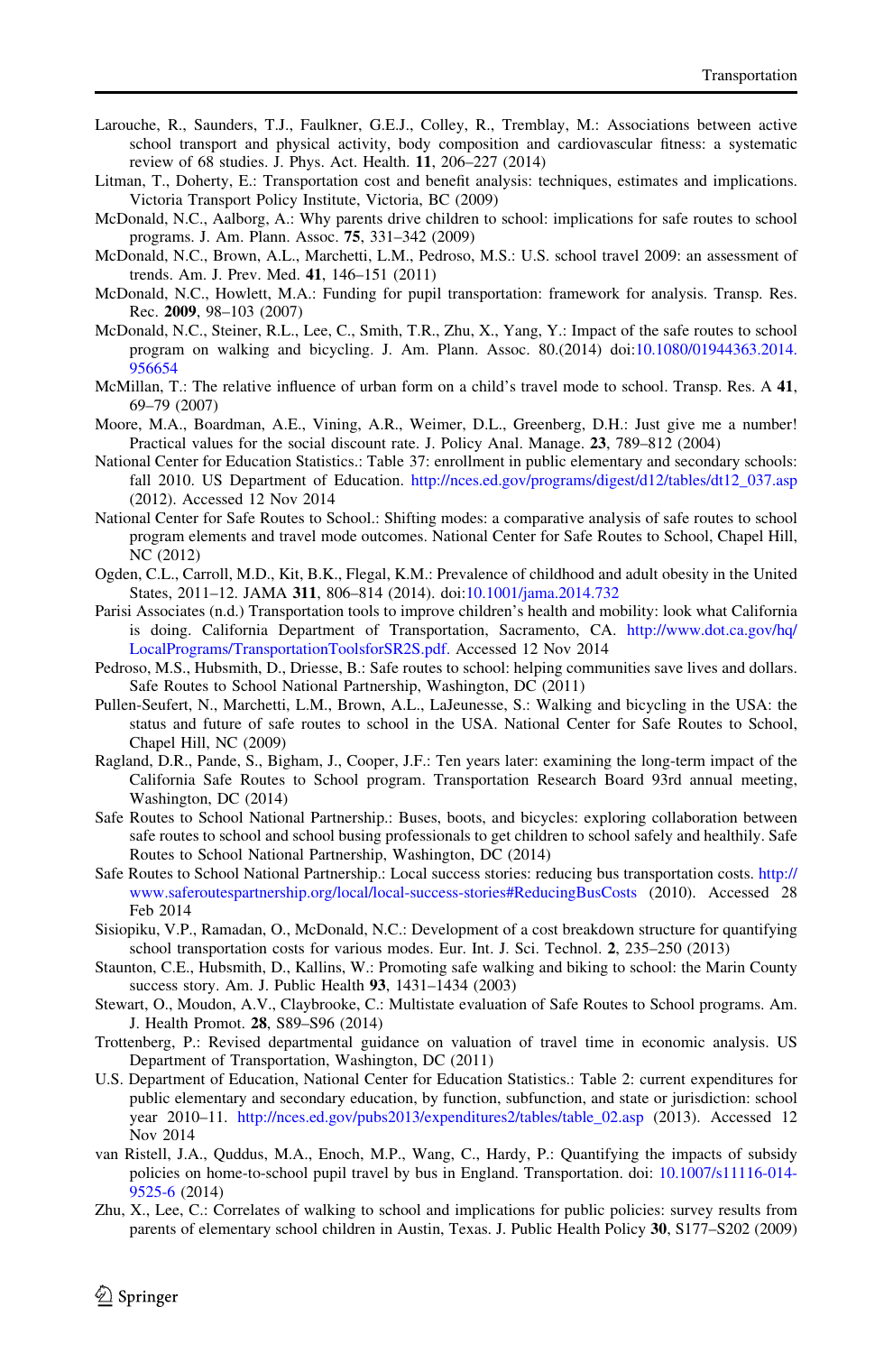Larouche, R., Saunders, T.J., Faulkner, G.E.J., Colley, R., Tremblay, M.: Associations between active school transport and physical activity, body composition and cardiovascular fitness: a systematic review of 68 studies. J. Phys. Act. Health. **11**, 206–227 (2014)

Litman, T., Doherty, E.: Transportation cost and benefit analysis: techniques, estimates and implications. Victoria Transport Policy Institute, Victoria, BC (2009)

McDonald, N.C., Aalborg, A.: Why parents drive children to school: implications for safe routes to school programs. J. Am. Plann. Assoc. **75**, 331–342 (2009)

McDonald, N.C., Brown, A.L., Marchetti, L.M., Pedroso, M.S.: U.S. school travel 2009: an assessment of trends. Am. J. Prev. Med. **41**, 146–151 (2011)

McDonald, N.C., Howlett, M.A.: Funding for pupil transportation: framework for analysis. Transp. Res. Rec. **2009**, 98–103 (2007)

McDonald, N.C., Steiner, R.L., Lee, C., Smith, T.R., Zhu, X., Yang, Y.: Impact of the safe routes to school program on walking and bicycling. J. Am. Plann. Assoc. 80.(2014) doi:10.1080/01944363.2014.956654

McMillan, T.: The relative influence of urban form on a child's travel mode to school. Transp. Res. A **41**, 69–79 (2007)

Moore, M.A., Boardman, A.E., Vining, A.R., Weimer, D.L., Greenberg, D.H.: Just give me a number! Practical values for the social discount rate. J. Policy Anal. Manage. **23**, 789–812 (2004)

National Center for Education Statistics.: Table 37: enrollment in public elementary and secondary schools: fall 2010. US Department of Education. http://nces.ed.gov/programs/digest/d12/tables/dt12_037.asp (2012). Accessed 12 Nov 2014

National Center for Safe Routes to School.: Shifting modes: a comparative analysis of safe routes to school program elements and travel mode outcomes. National Center for Safe Routes to School, Chapel Hill, NC (2012)

Ogden, C.L., Carroll, M.D., Kit, B.K., Flegal, K.M.: Prevalence of childhood and adult obesity in the United States, 2011–12. JAMA **311**, 806–814 (2014). doi:10.1001/jama.2014.732

Parisi Associates (n.d.) Transportation tools to improve children's health and mobility: look what California is doing. California Department of Transportation, Sacramento, CA. http://www.dot.ca.gov/hq/LocalPrograms/TransportationToolsforSR2S.pdf. Accessed 12 Nov 2014

Pedroso, M.S., Hubsmith, D., Driesse, B.: Safe routes to school: helping communities save lives and dollars. Safe Routes to School National Partnership, Washington, DC (2011)

Pullen-Seufert, N., Marchetti, L.M., Brown, A.L., LaJeunesse, S.: Walking and bicycling in the USA: the status and future of safe routes to school in the USA. National Center for Safe Routes to School, Chapel Hill, NC (2009)

Ragland, D.R., Pande, S., Bigham, J., Cooper, J.F.: Ten years later: examining the long-term impact of the California Safe Routes to School program. Transportation Research Board 93rd annual meeting, Washington, DC (2014)

Safe Routes to School National Partnership.: Buses, boots, and bicycles: exploring collaboration between safe routes to school and school busing professionals to get children to school safely and healthily. Safe Routes to School National Partnership, Washington, DC (2014)

Safe Routes to School National Partnership.: Local success stories: reducing bus transportation costs. http://www.saferoutespartnership.org/local/local-success-stories#ReducingBusCosts (2010). Accessed 28 Feb 2014

Sisiopiku, V.P., Ramadan, O., McDonald, N.C.: Development of a cost breakdown structure for quantifying school transportation costs for various modes. Eur. Int. J. Sci. Technol. **2**, 235–250 (2013)

Staunton, C.E., Hubsmith, D., Kallins, W.: Promoting safe walking and biking to school: the Marin County success story. Am. J. Public Health **93**, 1431–1434 (2003)

Stewart, O., Moudon, A.V., Claybrooke, C.: Multistate evaluation of Safe Routes to School programs. Am. J. Health Promot. **28**, S89–S96 (2014)

Trottenberg, P.: Revised departmental guidance on valuation of travel time in economic analysis. US Department of Transportation, Washington, DC (2011)

U.S. Department of Education, National Center for Education Statistics.: Table 2: current expenditures for public elementary and secondary education, by function, subfunction, and state or jurisdiction: school year 2010–11. http://nces.ed.gov/pubs2013/expenditures2/tables/table_02.asp (2013). Accessed 12 Nov 2014

van Ristell, J.A., Quddus, M.A., Enoch, M.P., Wang, C., Hardy, P.: Quantifying the impacts of subsidy policies on home-to-school pupil travel by bus in England. Transportation. doi: 10.1007/s11116-014-9525-6 (2014)

Zhu, X., Lee, C.: Correlates of walking to school and implications for public policies: survey results from parents of elementary school children in Austin, Texas. J. Public Health Policy **30**, S177–S202 (2009)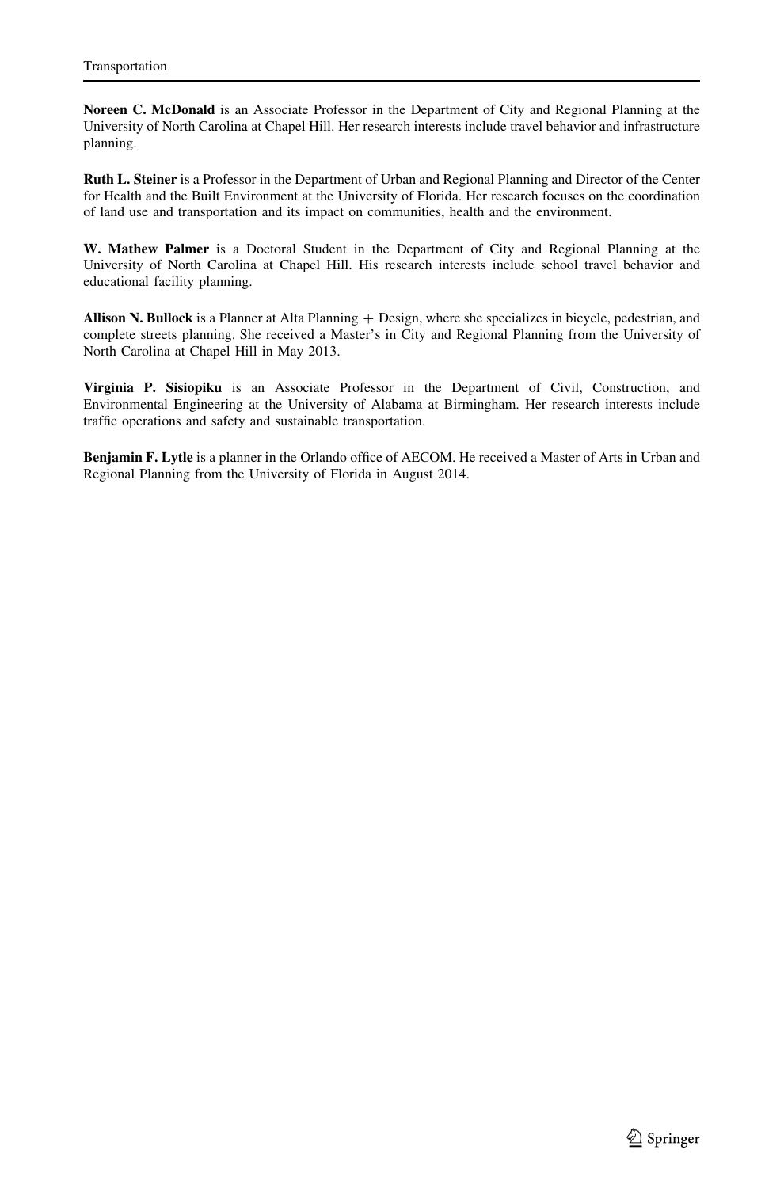**Noreen C. McDonald** is an Associate Professor in the Department of City and Regional Planning at the University of North Carolina at Chapel Hill. Her research interests include travel behavior and infrastructure planning.

**Ruth L. Steiner** is a Professor in the Department of Urban and Regional Planning and Director of the Center for Health and the Built Environment at the University of Florida. Her research focuses on the coordination of land use and transportation and its impact on communities, health and the environment.

**W. Mathew Palmer** is a Doctoral Student in the Department of City and Regional Planning at the University of North Carolina at Chapel Hill. His research interests include school travel behavior and educational facility planning.

**Allison N. Bullock** is a Planner at Alta Planning + Design, where she specializes in bicycle, pedestrian, and complete streets planning. She received a Master's in City and Regional Planning from the University of North Carolina at Chapel Hill in May 2013.

**Virginia P. Sisiopiku** is an Associate Professor in the Department of Civil, Construction, and Environmental Engineering at the University of Alabama at Birmingham. Her research interests include traffic operations and safety and sustainable transportation.

**Benjamin F. Lytle** is a planner in the Orlando office of AECOM. He received a Master of Arts in Urban and Regional Planning from the University of Florida in August 2014.